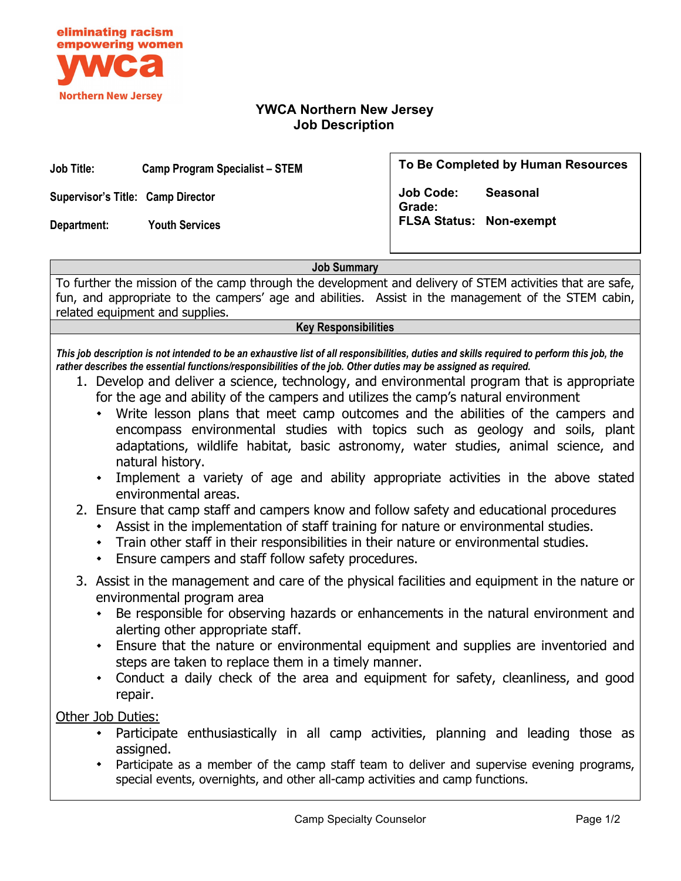eliminating racism
empowering women
ywca
Northern New Jersey

# YWCA Northern New Jersey
## Job Description

**Job Title:** Camp Program Specialist – STEM

**Supervisor's Title:** Camp Director

**Department:** Youth Services

| To Be Completed by Human Resources | |
|---|---|
| **Job Code:** | **Seasonal** |
| **Grade:** | |
| **FLSA Status:** | **Non-exempt** |

### Job Summary

To further the mission of the camp through the development and delivery of STEM activities that are safe, fun, and appropriate to the campers' age and abilities. Assist in the management of the STEM cabin, related equipment and supplies.

### Key Responsibilities

***This job description is not intended to be an exhaustive list of all responsibilities, duties and skills required to perform this job, the rather describes the essential functions/responsibilities of the job. Other duties may be assigned as required.***

1. Develop and deliver a science, technology, and environmental program that is appropriate for the age and ability of the campers and utilizes the camp's natural environment
   - Write lesson plans that meet camp outcomes and the abilities of the campers and encompass environmental studies with topics such as geology and soils, plant adaptations, wildlife habitat, basic astronomy, water studies, animal science, and natural history.
   - Implement a variety of age and ability appropriate activities in the above stated environmental areas.
2. Ensure that camp staff and campers know and follow safety and educational procedures
   - Assist in the implementation of staff training for nature or environmental studies.
   - Train other staff in their responsibilities in their nature or environmental studies.
   - Ensure campers and staff follow safety procedures.
3. Assist in the management and care of the physical facilities and equipment in the nature or environmental program area
   - Be responsible for observing hazards or enhancements in the natural environment and alerting other appropriate staff.
   - Ensure that the nature or environmental equipment and supplies are inventoried and steps are taken to replace them in a timely manner.
   - Conduct a daily check of the area and equipment for safety, cleanliness, and good repair.

<u>Other Job Duties:</u>

- Participate enthusiastically in all camp activities, planning and leading those as assigned.
- Participate as a member of the camp staff team to deliver and supervise evening programs, special events, overnights, and other all-camp activities and camp functions.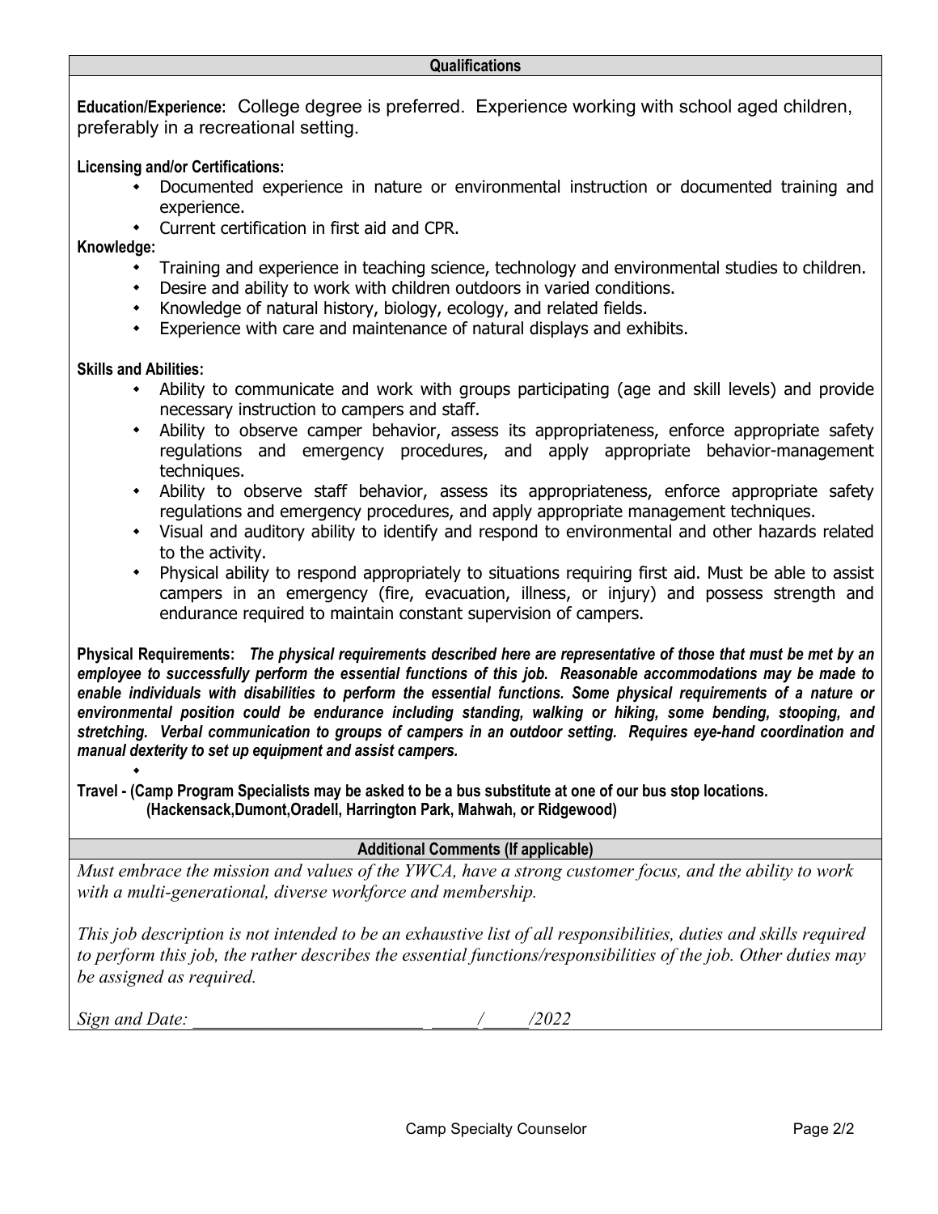## Qualifications

**Education/Experience:** College degree is preferred. Experience working with school aged children, preferably in a recreational setting.

**Licensing and/or Certifications:**

- Documented experience in nature or environmental instruction or documented training and experience.
- Current certification in first aid and CPR.

**Knowledge:**

- Training and experience in teaching science, technology and environmental studies to children.
- Desire and ability to work with children outdoors in varied conditions.
- Knowledge of natural history, biology, ecology, and related fields.
- Experience with care and maintenance of natural displays and exhibits.

**Skills and Abilities:**

- Ability to communicate and work with groups participating (age and skill levels) and provide necessary instruction to campers and staff.
- Ability to observe camper behavior, assess its appropriateness, enforce appropriate safety regulations and emergency procedures, and apply appropriate behavior-management techniques.
- Ability to observe staff behavior, assess its appropriateness, enforce appropriate safety regulations and emergency procedures, and apply appropriate management techniques.
- Visual and auditory ability to identify and respond to environmental and other hazards related to the activity.
- Physical ability to respond appropriately to situations requiring first aid. Must be able to assist campers in an emergency (fire, evacuation, illness, or injury) and possess strength and endurance required to maintain constant supervision of campers.

**Physical Requirements:** ***The physical requirements described here are representative of those that must be met by an employee to successfully perform the essential functions of this job. Reasonable accommodations may be made to enable individuals with disabilities to perform the essential functions. Some physical requirements of a nature or environmental position could be endurance including standing, walking or hiking, some bending, stooping, and stretching. Verbal communication to groups of campers in an outdoor setting. Requires eye-hand coordination and manual dexterity to set up equipment and assist campers.***

**Travel - (Camp Program Specialists may be asked to be a bus substitute at one of our bus stop locations. (Hackensack,Dumont,Oradell, Harrington Park, Mahwah, or Ridgewood)**

## Additional Comments (If applicable)

*Must embrace the mission and values of the YWCA, have a strong customer focus, and the ability to work with a multi-generational, diverse workforce and membership.*

*This job description is not intended to be an exhaustive list of all responsibilities, duties and skills required to perform this job, the rather describes the essential functions/responsibilities of the job. Other duties may be assigned as required.*

*Sign and Date: \_\_\_\_\_\_\_\_\_\_\_\_\_\_\_\_\_\_\_\_\_\_\_\_\_\_ \_\_\_\_\_/\_\_\_\_\_/2022*